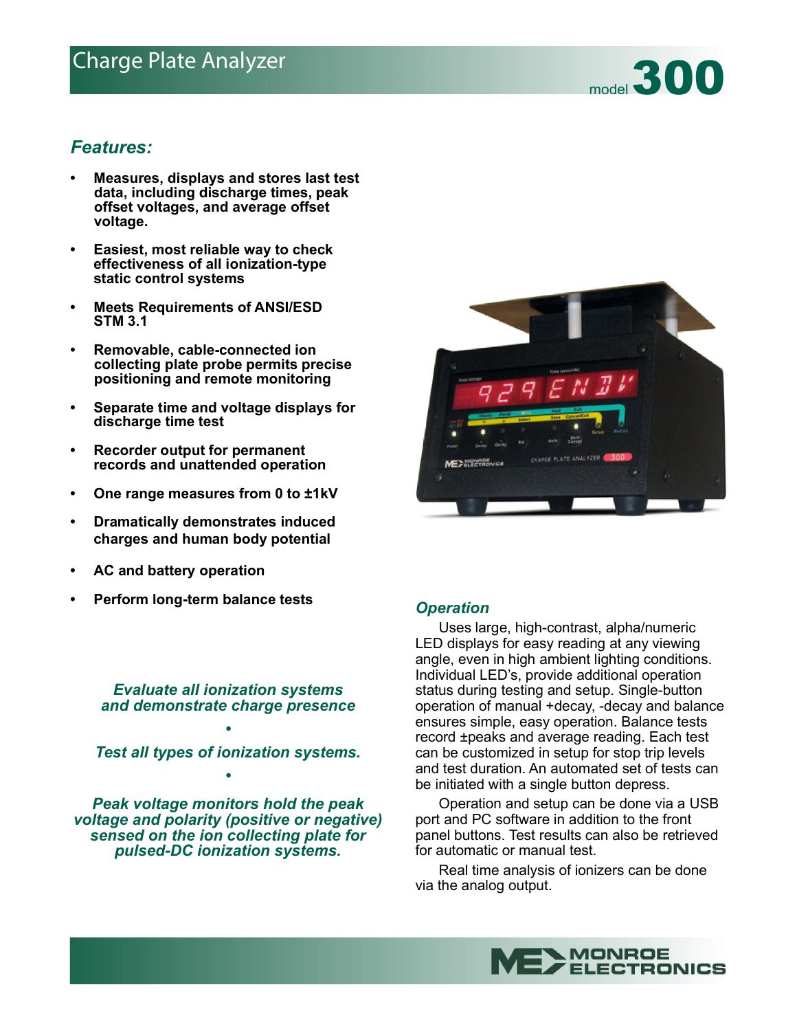# Charge Plate Analyzer

model **300**

## *Features:*

- **Measures, displays and stores last test data, including discharge times, peak offset voltages, and average offset voltage.**
- **Easiest, most reliable way to check effectiveness of all ionization-type static control systems**
- **Meets Requirements of ANSI/ESD STM 3.1**
- **Removable, cable-connected ion collecting plate probe permits precise positioning and remote monitoring**
- **Separate time and voltage displays for discharge time test**
- **Recorder output for permanent records and unattended operation**
- **One range measures from 0 to ±1kV**
- **Dramatically demonstrates induced charges and human body potential**
- **AC and battery operation**
- **Perform long-term balance tests**

***Evaluate all ionization systems and demonstrate charge presence***

•

***Test all types of ionization systems.***

•

***Peak voltage monitors hold the peak voltage and polarity (positive or negative) sensed on the ion collecting plate for pulsed-DC ionization systems.***

## *Operation*

Uses large, high-contrast, alpha/numeric LED displays for easy reading at any viewing angle, even in high ambient lighting conditions. Individual LED's, provide additional operation status during testing and setup. Single-button operation of manual +decay, -decay and balance ensures simple, easy operation. Balance tests record ±peaks and average reading. Each test can be customized in setup for stop trip levels and test duration. An automated set of tests can be initiated with a single button depress.

Operation and setup can be done via a USB port and PC software in addition to the front panel buttons. Test results can also be retrieved for automatic or manual test.

Real time analysis of ionizers can be done via the analog output.

MONROE ELECTRONICS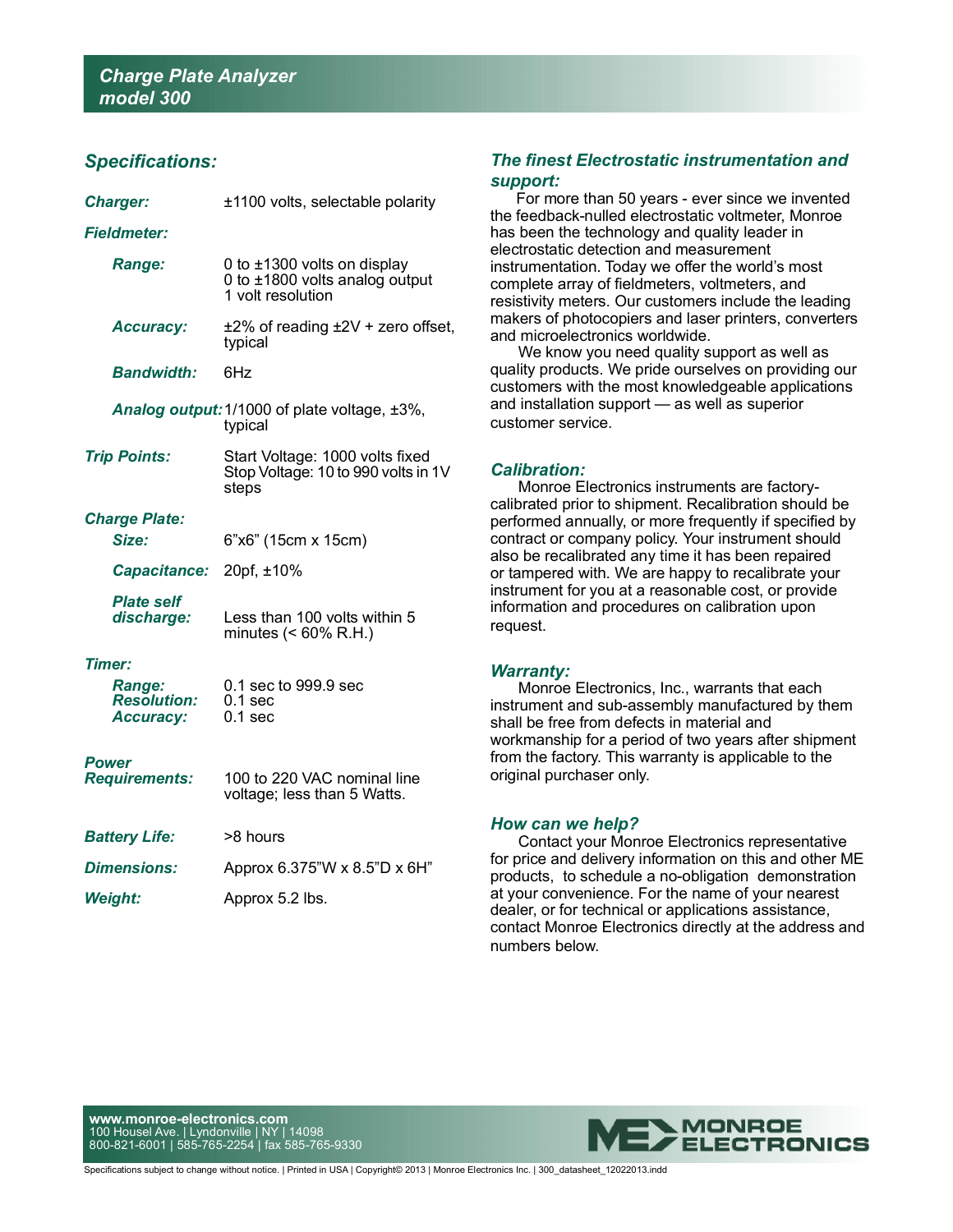## Charge Plate Analyzer model 300

## Specifications:

**Charger:** ±1100 volts, selectable polarity

**Fieldmeter:**

- **Range:** 0 to ±1300 volts on display
  0 to ±1800 volts analog output
  1 volt resolution
- **Accuracy:** ±2% of reading ±2V + zero offset, typical
- **Bandwidth:** 6Hz
- **Analog output:** 1/1000 of plate voltage, ±3%, typical

**Trip Points:** Start Voltage: 1000 volts fixed
Stop Voltage: 10 to 990 volts in 1V steps

**Charge Plate:**

- **Size:** 6"x6" (15cm x 15cm)
- **Capacitance:** 20pf, ±10%
- **Plate self discharge:** Less than 100 volts within 5 minutes (< 60% R.H.)

**Timer:**

- **Range:** 0.1 sec to 999.9 sec
- **Resolution:** 0.1 sec
- **Accuracy:** 0.1 sec

**Power Requirements:** 100 to 220 VAC nominal line voltage; less than 5 Watts.

**Battery Life:** >8 hours

**Dimensions:** Approx 6.375"W x 8.5"D x 6H"

**Weight:** Approx 5.2 lbs.

### The finest Electrostatic instrumentation and support:

For more than 50 years - ever since we invented the feedback-nulled electrostatic voltmeter, Monroe has been the technology and quality leader in electrostatic detection and measurement instrumentation. Today we offer the world's most complete array of fieldmeters, voltmeters, and resistivity meters. Our customers include the leading makers of photocopiers and laser printers, converters and microelectronics worldwide.

We know you need quality support as well as quality products. We pride ourselves on providing our customers with the most knowledgeable applications and installation support — as well as superior customer service.

### Calibration:

Monroe Electronics instruments are factory-calibrated prior to shipment. Recalibration should be performed annually, or more frequently if specified by contract or company policy. Your instrument should also be recalibrated any time it has been repaired or tampered with. We are happy to recalibrate your instrument for you at a reasonable cost, or provide information and procedures on calibration upon request.

### Warranty:

Monroe Electronics, Inc., warrants that each instrument and sub-assembly manufactured by them shall be free from defects in material and workmanship for a period of two years after shipment from the factory. This warranty is applicable to the original purchaser only.

### How can we help?

Contact your Monroe Electronics representative for price and delivery information on this and other ME products, to schedule a no-obligation demonstration at your convenience. For the name of your nearest dealer, or for technical or applications assistance, contact Monroe Electronics directly at the address and numbers below.

**www.monroe-electronics.com**
100 Housel Ave. | Lyndonville | NY | 14098
800-821-6001 | 585-765-2254 | fax 585-765-9330

MONROE ELECTRONICS

Specifications subject to change without notice. | Printed in USA | Copyright© 2013 | Monroe Electronics Inc. | 300_datasheet_12022013.indd